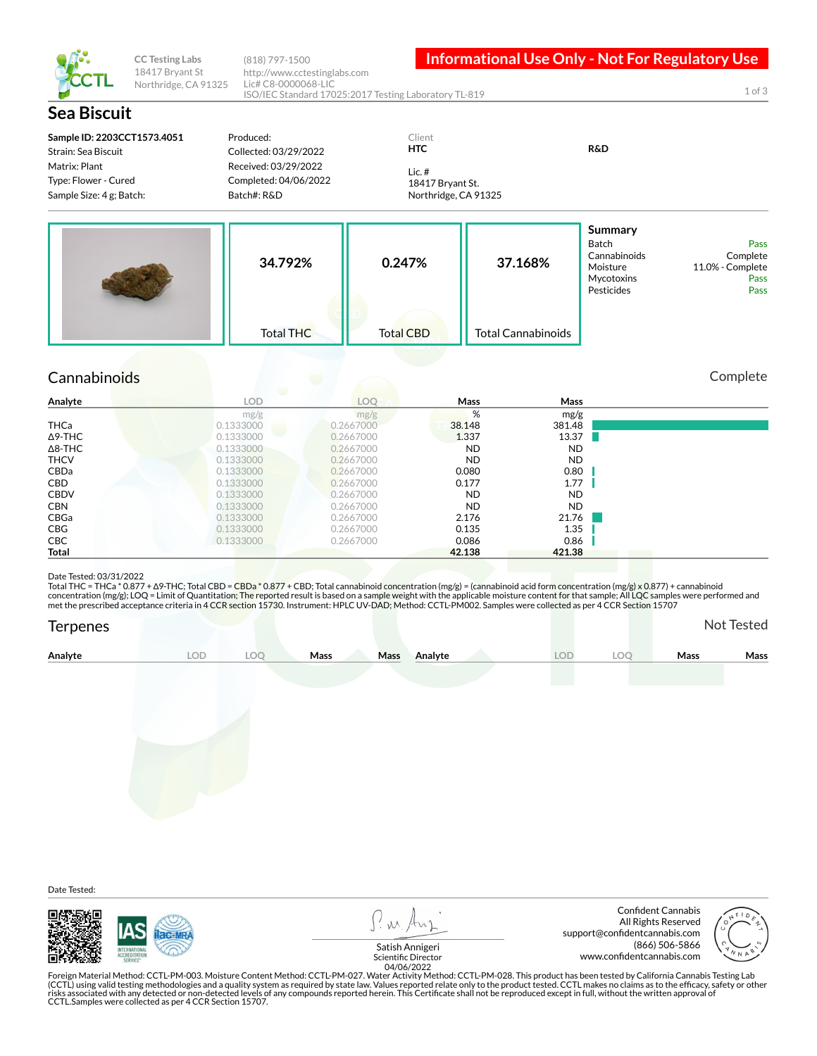CC Testing Labs
18417 Bryant St
Northridge, CA 91325

(818) 797-1500
http://www.cctestinglabs.com
Lic# C8-0000068-LIC
ISO/IEC Standard 17025:2017 Testing Laboratory TL-819

**Informational Use Only - Not For Regulatory Use**

# Sea Biscuit

**Sample ID: 2203CCT1573.4051**
Strain: Sea Biscuit
Matrix: Plant
Type: Flower - Cured
Sample Size: 4 g; Batch:

Produced:
Collected: 03/29/2022
Received: 03/29/2022
Completed: 04/06/2022
Batch#: R&D

Client
**HTC**
Lic. #
18417 Bryant St.
Northridge, CA 91325

**R&D**

| 34.792% | 0.247% | 37.168% |
|---|---|---|
| Total THC | Total CBD | Total Cannabinoids |

## Summary

| | |
|---|---|
| Batch | Pass |
| Cannabinoids | Complete |
| Moisture | 11.0% - Complete |
| Mycotoxins | Pass |
| Pesticides | Pass |

## Cannabinoids

Complete

| Analyte | LOD | LOQ | Mass | Mass |
|---|---|---|---|---|
| | mg/g | mg/g | % | mg/g |
| THCa | 0.1333000 | 0.2667000 | 38.148 | 381.48 |
| Δ9-THC | 0.1333000 | 0.2667000 | 1.337 | 13.37 |
| Δ8-THC | 0.1333000 | 0.2667000 | ND | ND |
| THCV | 0.1333000 | 0.2667000 | ND | ND |
| CBDa | 0.1333000 | 0.2667000 | 0.080 | 0.80 |
| CBD | 0.1333000 | 0.2667000 | 0.177 | 1.77 |
| CBDV | 0.1333000 | 0.2667000 | ND | ND |
| CBN | 0.1333000 | 0.2667000 | ND | ND |
| CBGa | 0.1333000 | 0.2667000 | 2.176 | 21.76 |
| CBG | 0.1333000 | 0.2667000 | 0.135 | 1.35 |
| CBC | 0.1333000 | 0.2667000 | 0.086 | 0.86 |
| **Total** | | | **42.138** | **421.38** |

Date Tested: 03/31/2022
Total THC = THCa * 0.877 + Δ9-THC; Total CBD = CBDa * 0.877 + CBD; Total cannabinoid concentration (mg/g) = (cannabinoid acid form concentration (mg/g) x 0.877) + cannabinoid concentration (mg/g); LOQ = Limit of Quantitation; The reported result is based on a sample weight with the applicable moisture content for that sample; All LQC samples were performed and met the prescribed acceptance criteria in 4 CCR section 15730. Instrument: HPLC UV-DAD; Method: CCTL-PM002. Samples were collected as per 4 CCR Section 15707

## Terpenes

Not Tested

| Analyte | LOD | LOQ | Mass | Mass | Analyte | LOD | LOQ | Mass | Mass |
|---|---|---|---|---|---|---|---|---|---|

Date Tested:

Satish Annigeri
Scientific Director
04/06/2022

Confident Cannabis
All Rights Reserved
support@confidentcannabis.com
(866) 506-5866
www.confidentcannabis.com

Foreign Material Method: CCTL-PM-003. Moisture Content Method: CCTL-PM-027. Water Activity Method: CCTL-PM-028. This product has been tested by California Cannabis Testing Lab (CCTL) using valid testing methodologies and a quality system as required by state law. Values reported relate only to the product tested. CCTL makes no claims as to the efficacy, safety or other risks associated with any detected or non-detected levels of any compounds reported herein. This Certificate shall not be reproduced except in full, without the written approval of CCTL.Samples were collected as per 4 CCR Section 15707.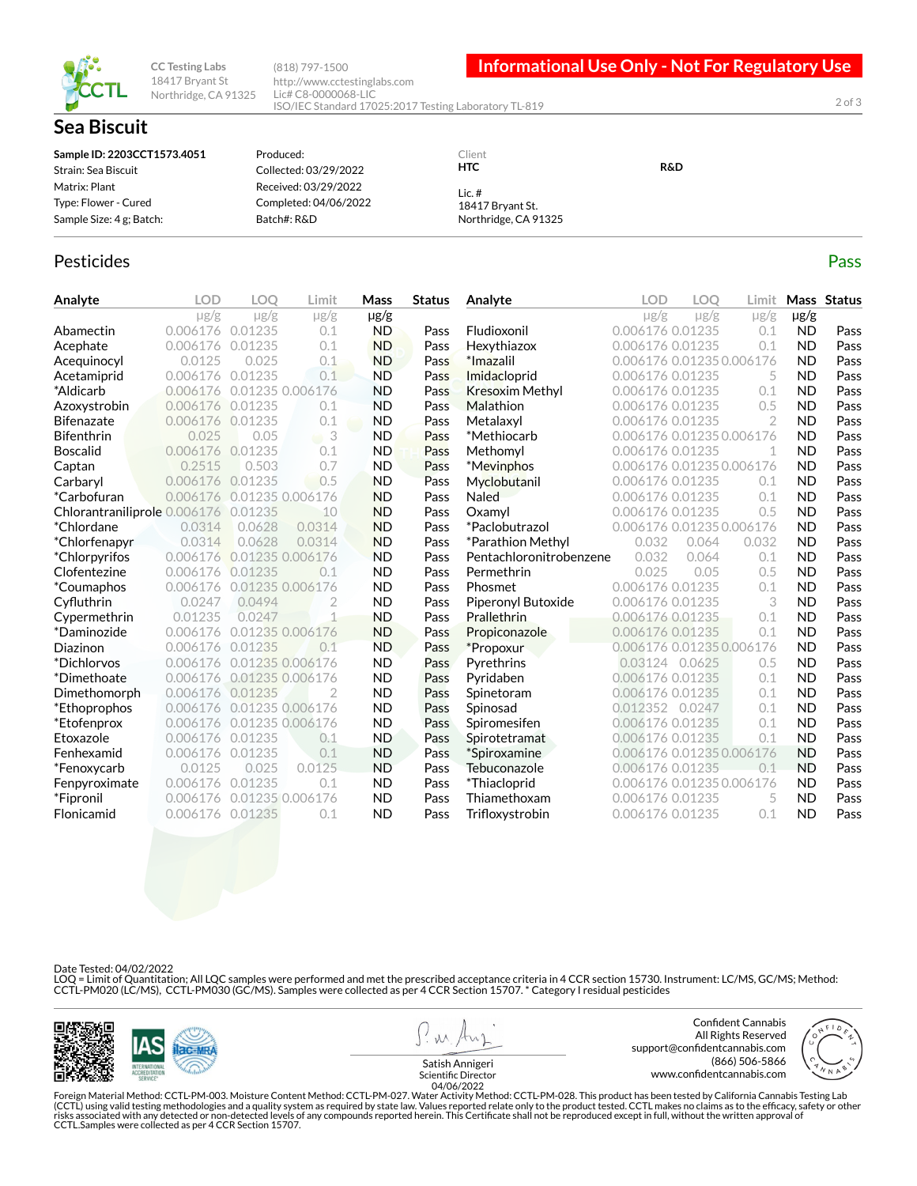CC Testing Labs
18417 Bryant St
Northridge, CA 91325

(818) 797-1500
http://www.cctestinglabs.com
Lic# C8-0000068-LIC
ISO/IEC Standard 17025:2017 Testing Laboratory TL-819

**Informational Use Only - Not For Regulatory Use**

# Sea Biscuit

**Sample ID: 2203CCT1573.4051**
Strain: Sea Biscuit
Matrix: Plant
Type: Flower - Cured
Sample Size: 4 g; Batch:

Produced:
Collected: 03/29/2022
Received: 03/29/2022
Completed: 04/06/2022
Batch#: R&D

Client
**HTC**
**R&D**
Lic. #
18417 Bryant St.
Northridge, CA 91325

## Pesticides

Pass

| Analyte | LOD | LOQ | Limit | Mass | Status |
|---|---|---|---|---|---|
| | μg/g | μg/g | μg/g | μg/g | |
| Abamectin | 0.006176 | 0.01235 | 0.1 | ND | Pass |
| Acephate | 0.006176 | 0.01235 | 0.1 | ND | Pass |
| Acequinocyl | 0.0125 | 0.025 | 0.1 | ND | Pass |
| Acetamiprid | 0.006176 | 0.01235 | 0.1 | ND | Pass |
| *Aldicarb | 0.006176 | 0.01235 | 0.006176 | ND | Pass |
| Azoxystrobin | 0.006176 | 0.01235 | 0.1 | ND | Pass |
| Bifenazate | 0.006176 | 0.01235 | 0.1 | ND | Pass |
| Bifenthrin | 0.025 | 0.05 | 3 | ND | Pass |
| Boscalid | 0.006176 | 0.01235 | 0.1 | ND | Pass |
| Captan | 0.2515 | 0.503 | 0.7 | ND | Pass |
| Carbaryl | 0.006176 | 0.01235 | 0.5 | ND | Pass |
| *Carbofuran | 0.006176 | 0.01235 | 0.006176 | ND | Pass |
| Chlorantraniliprole | 0.006176 | 0.01235 | 10 | ND | Pass |
| *Chlordane | 0.0314 | 0.0628 | 0.0314 | ND | Pass |
| *Chlorfenapyr | 0.0314 | 0.0628 | 0.0314 | ND | Pass |
| *Chlorpyrifos | 0.006176 | 0.01235 | 0.006176 | ND | Pass |
| Clofentezine | 0.006176 | 0.01235 | 0.1 | ND | Pass |
| *Coumaphos | 0.006176 | 0.01235 | 0.006176 | ND | Pass |
| Cyfluthrin | 0.0247 | 0.0494 | 2 | ND | Pass |
| Cypermethrin | 0.01235 | 0.0247 | 1 | ND | Pass |
| *Daminozide | 0.006176 | 0.01235 | 0.006176 | ND | Pass |
| Diazinon | 0.006176 | 0.01235 | 0.1 | ND | Pass |
| *Dichlorvos | 0.006176 | 0.01235 | 0.006176 | ND | Pass |
| *Dimethoate | 0.006176 | 0.01235 | 0.006176 | ND | Pass |
| Dimethomorph | 0.006176 | 0.01235 | 2 | ND | Pass |
| *Ethoprophos | 0.006176 | 0.01235 | 0.006176 | ND | Pass |
| *Etofenprox | 0.006176 | 0.01235 | 0.006176 | ND | Pass |
| Etoxazole | 0.006176 | 0.01235 | 0.1 | ND | Pass |
| Fenhexamid | 0.006176 | 0.01235 | 0.1 | ND | Pass |
| *Fenoxycarb | 0.0125 | 0.025 | 0.0125 | ND | Pass |
| Fenpyroximate | 0.006176 | 0.01235 | 0.1 | ND | Pass |
| *Fipronil | 0.006176 | 0.01235 | 0.006176 | ND | Pass |
| Flonicamid | 0.006176 | 0.01235 | 0.1 | ND | Pass |
| Fludioxonil | 0.006176 | 0.01235 | 0.1 | ND | Pass |
| Hexythiazox | 0.006176 | 0.01235 | 0.1 | ND | Pass |
| *Imazalil | 0.006176 | 0.01235 | 0.006176 | ND | Pass |
| Imidacloprid | 0.006176 | 0.01235 | 5 | ND | Pass |
| Kresoxim Methyl | 0.006176 | 0.01235 | 0.1 | ND | Pass |
| Malathion | 0.006176 | 0.01235 | 0.5 | ND | Pass |
| Metalaxyl | 0.006176 | 0.01235 | 2 | ND | Pass |
| *Methiocarb | 0.006176 | 0.01235 | 0.006176 | ND | Pass |
| Methomyl | 0.006176 | 0.01235 | 1 | ND | Pass |
| *Mevinphos | 0.006176 | 0.01235 | 0.006176 | ND | Pass |
| Myclobutanil | 0.006176 | 0.01235 | 0.1 | ND | Pass |
| Naled | 0.006176 | 0.01235 | 0.1 | ND | Pass |
| Oxamyl | 0.006176 | 0.01235 | 0.5 | ND | Pass |
| *Paclobutrazol | 0.006176 | 0.01235 | 0.006176 | ND | Pass |
| *Parathion Methyl | 0.032 | 0.064 | 0.032 | ND | Pass |
| Pentachloronitrobenzene | 0.032 | 0.064 | 0.1 | ND | Pass |
| Permethrin | 0.025 | 0.05 | 0.5 | ND | Pass |
| Phosmet | 0.006176 | 0.01235 | 0.1 | ND | Pass |
| Piperonyl Butoxide | 0.006176 | 0.01235 | 3 | ND | Pass |
| Prallethrin | 0.006176 | 0.01235 | 0.1 | ND | Pass |
| Propiconazole | 0.006176 | 0.01235 | 0.1 | ND | Pass |
| *Propoxur | 0.006176 | 0.01235 | 0.006176 | ND | Pass |
| Pyrethrins | 0.03124 | 0.0625 | 0.5 | ND | Pass |
| Pyridaben | 0.006176 | 0.01235 | 0.1 | ND | Pass |
| Spinetoram | 0.006176 | 0.01235 | 0.1 | ND | Pass |
| Spinosad | 0.012352 | 0.0247 | 0.1 | ND | Pass |
| Spiromesifen | 0.006176 | 0.01235 | 0.1 | ND | Pass |
| Spirotetramat | 0.006176 | 0.01235 | 0.1 | ND | Pass |
| *Spiroxamine | 0.006176 | 0.01235 | 0.006176 | ND | Pass |
| Tebuconazole | 0.006176 | 0.01235 | 0.1 | ND | Pass |
| *Thiacloprid | 0.006176 | 0.01235 | 0.006176 | ND | Pass |
| Thiamethoxam | 0.006176 | 0.01235 | 5 | ND | Pass |
| Trifloxystrobin | 0.006176 | 0.01235 | 0.1 | ND | Pass |

Date Tested: 04/02/2022
LOQ = Limit of Quantitation; All LQC samples were performed and met the prescribed acceptance criteria in 4 CCR section 15730. Instrument: LC/MS, GC/MS; Method: CCTL-PM020 (LC/MS), CCTL-PM030 (GC/MS). Samples were collected as per 4 CCR Section 15707. * Category I residual pesticides

Satish Annigeri
Scientific Director
04/06/2022

Confident Cannabis
All Rights Reserved
support@confidentcannabis.com
(866) 506-5866
www.confidentcannabis.com

Foreign Material Method: CCTL-PM-003. Moisture Content Method: CCTL-PM-027. Water Activity Method: CCTL-PM-028. This product has been tested by California Cannabis Testing Lab (CCTL) using valid testing methodologies and a quality system as required by state law. Values reported relate only to the product tested. CCTL makes no claims as to the efficacy, safety or other risks associated with any detected or non-detected levels of any compounds reported herein. This Certificate shall not be reproduced except in full, without the written approval of CCTL.Samples were collected as per 4 CCR Section 15707.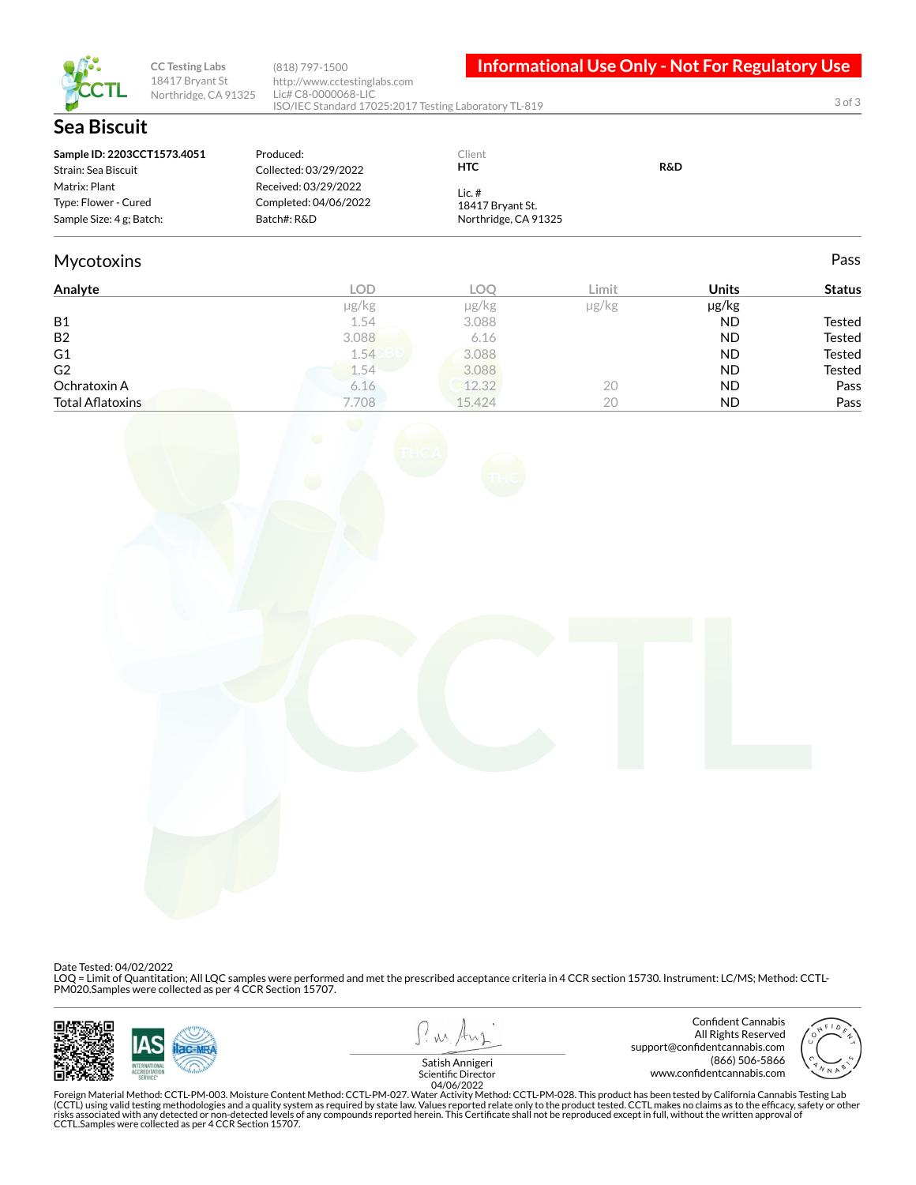CC Testing Labs
18417 Bryant St
Northridge, CA 91325

(818) 797-1500
http://www.cctestinglabs.com
Lic# C8-0000068-LIC
ISO/IEC Standard 17025:2017 Testing Laboratory TL-819

**Informational Use Only - Not For Regulatory Use**

# Sea Biscuit

| | | | |
|---|---|---|---|
| **Sample ID: 2203CCT1573.4051** | Produced: | Client | |
| Strain: Sea Biscuit | Collected: 03/29/2022 | **HTC** | **R&D** |
| Matrix: Plant | Received: 03/29/2022 | Lic. # | |
| Type: Flower - Cured | Completed: 04/06/2022 | 18417 Bryant St. | |
| Sample Size: 4 g; Batch: | Batch#: R&D | Northridge, CA 91325 | |

## Mycotoxins

Pass

| Analyte | LOD | LOQ | Limit | Units | Status |
|---|---|---|---|---|---|
| | μg/kg | μg/kg | μg/kg | μg/kg | |
| B1 | 1.54 | 3.088 | | ND | Tested |
| B2 | 3.088 | 6.16 | | ND | Tested |
| G1 | 1.54 | 3.088 | | ND | Tested |
| G2 | 1.54 | 3.088 | | ND | Tested |
| Ochratoxin A | 6.16 | 12.32 | 20 | ND | Pass |
| Total Aflatoxins | 7.708 | 15.424 | 20 | ND | Pass |

Date Tested: 04/02/2022
LOQ = Limit of Quantitation; All LQC samples were performed and met the prescribed acceptance criteria in 4 CCR section 15730. Instrument: LC/MS; Method: CCTL-PM020.Samples were collected as per 4 CCR Section 15707.

Satish Annigeri
Scientific Director
04/06/2022

Confident Cannabis
All Rights Reserved
support@confidentcannabis.com
(866) 506-5866
www.confidentcannabis.com

Foreign Material Method: CCTL-PM-003. Moisture Content Method: CCTL-PM-027. Water Activity Method: CCTL-PM-028. This product has been tested by California Cannabis Testing Lab (CCTL) using valid testing methodologies and a quality system as required by state law. Values reported relate only to the product tested. CCTL makes no claims as to the efficacy, safety or other risks associated with any detected or non-detected levels of any compounds reported herein. This Certificate shall not be reproduced except in full, without the written approval of CCTL.Samples were collected as per 4 CCR Section 15707.